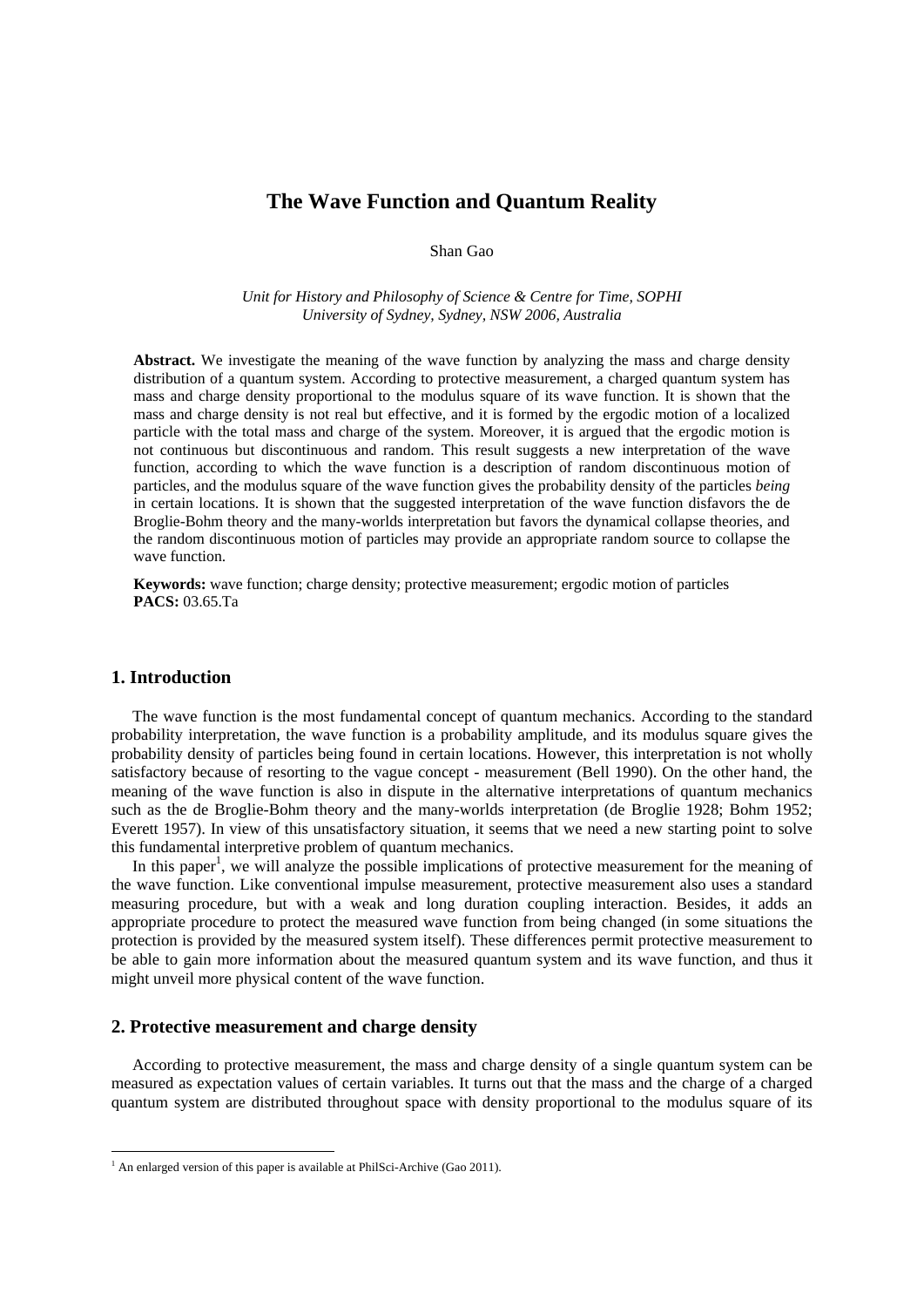# The Wave Function and Quantum Reality

Shan Gao

*Unit for History and Philosophy of Science & Centre for Time, SOPHI*
*University of Sydney, Sydney, NSW 2006, Australia*

**Abstract.** We investigate the meaning of the wave function by analyzing the mass and charge density distribution of a quantum system. According to protective measurement, a charged quantum system has mass and charge density proportional to the modulus square of its wave function. It is shown that the mass and charge density is not real but effective, and it is formed by the ergodic motion of a localized particle with the total mass and charge of the system. Moreover, it is argued that the ergodic motion is not continuous but discontinuous and random. This result suggests a new interpretation of the wave function, according to which the wave function is a description of random discontinuous motion of particles, and the modulus square of the wave function gives the probability density of the particles *being* in certain locations. It is shown that the suggested interpretation of the wave function disfavors the de Broglie-Bohm theory and the many-worlds interpretation but favors the dynamical collapse theories, and the random discontinuous motion of particles may provide an appropriate random source to collapse the wave function.

**Keywords:** wave function; charge density; protective measurement; ergodic motion of particles
**PACS:** 03.65.Ta

## 1. Introduction

The wave function is the most fundamental concept of quantum mechanics. According to the standard probability interpretation, the wave function is a probability amplitude, and its modulus square gives the probability density of particles being found in certain locations. However, this interpretation is not wholly satisfactory because of resorting to the vague concept - measurement (Bell 1990). On the other hand, the meaning of the wave function is also in dispute in the alternative interpretations of quantum mechanics such as the de Broglie-Bohm theory and the many-worlds interpretation (de Broglie 1928; Bohm 1952; Everett 1957). In view of this unsatisfactory situation, it seems that we need a new starting point to solve this fundamental interpretive problem of quantum mechanics.

In this paper[1], we will analyze the possible implications of protective measurement for the meaning of the wave function. Like conventional impulse measurement, protective measurement also uses a standard measuring procedure, but with a weak and long duration coupling interaction. Besides, it adds an appropriate procedure to protect the measured wave function from being changed (in some situations the protection is provided by the measured system itself). These differences permit protective measurement to be able to gain more information about the measured quantum system and its wave function, and thus it might unveil more physical content of the wave function.

## 2. Protective measurement and charge density

According to protective measurement, the mass and charge density of a single quantum system can be measured as expectation values of certain variables. It turns out that the mass and the charge of a charged quantum system are distributed throughout space with density proportional to the modulus square of its

[1] An enlarged version of this paper is available at PhilSci-Archive (Gao 2011).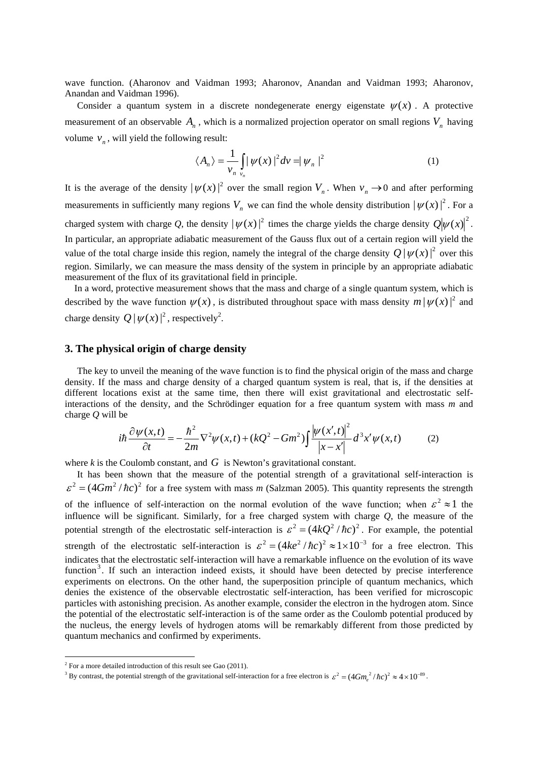wave function. (Aharonov and Vaidman 1993; Aharonov, Anandan and Vaidman 1993; Aharonov, Anandan and Vaidman 1996).

Consider a quantum system in a discrete nondegenerate energy eigenstate $\psi(x)$. A protective measurement of an observable $A_n$, which is a normalized projection operator on small regions $V_n$ having volume $v_n$, will yield the following result:

$$\langle A_n \rangle = \frac{1}{v_n} \int_{V_n} |\psi(x)|^2 dv = |\psi_n|^2 \tag{1}$$

It is the average of the density $|\psi(x)|^2$ over the small region $V_n$. When $v_n \to 0$ and after performing measurements in sufficiently many regions $V_n$ we can find the whole density distribution $|\psi(x)|^2$. For a charged system with charge *Q*, the density $|\psi(x)|^2$ times the charge yields the charge density $Q|\psi(x)|^2$. In particular, an appropriate adiabatic measurement of the Gauss flux out of a certain region will yield the value of the total charge inside this region, namely the integral of the charge density $Q|\psi(x)|^2$ over this region. Similarly, we can measure the mass density of the system in principle by an appropriate adiabatic measurement of the flux of its gravitational field in principle.

In a word, protective measurement shows that the mass and charge of a single quantum system, which is described by the wave function $\psi(x)$, is distributed throughout space with mass density $m|\psi(x)|^2$ and charge density $Q|\psi(x)|^2$, respectively[2].

## 3. The physical origin of charge density

The key to unveil the meaning of the wave function is to find the physical origin of the mass and charge density. If the mass and charge density of a charged quantum system is real, that is, if the densities at different locations exist at the same time, then there will exist gravitational and electrostatic self-interactions of the density, and the Schrödinger equation for a free quantum system with mass *m* and charge *Q* will be

$$i\hbar \frac{\partial \psi(x,t)}{\partial t} = -\frac{\hbar^2}{2m}\nabla^2 \psi(x,t) + (kQ^2 - Gm^2)\int \frac{|\psi(x',t)|^2}{|x-x'|} d^3x' \psi(x,t) \tag{2}$$

where *k* is the Coulomb constant, and $G$ is Newton's gravitational constant.

It has been shown that the measure of the potential strength of a gravitational self-interaction is $\varepsilon^2 = (4Gm^2/\hbar c)^2$ for a free system with mass *m* (Salzman 2005). This quantity represents the strength of the influence of self-interaction on the normal evolution of the wave function; when $\varepsilon^2 \approx 1$ the influence will be significant. Similarly, for a free charged system with charge *Q*, the measure of the potential strength of the electrostatic self-interaction is $\varepsilon^2 = (4kQ^2/\hbar c)^2$. For example, the potential strength of the electrostatic self-interaction is $\varepsilon^2 = (4ke^2/\hbar c)^2 \approx 1\times 10^{-3}$ for a free electron. This indicates that the electrostatic self-interaction will have a remarkable influence on the evolution of its wave function[3]. If such an interaction indeed exists, it should have been detected by precise interference experiments on electrons. On the other hand, the superposition principle of quantum mechanics, which denies the existence of the observable electrostatic self-interaction, has been verified for microscopic particles with astonishing precision. As another example, consider the electron in the hydrogen atom. Since the potential of the electrostatic self-interaction is of the same order as the Coulomb potential produced by the nucleus, the energy levels of hydrogen atoms will be remarkably different from those predicted by quantum mechanics and confirmed by experiments.

---

[2] For a more detailed introduction of this result see Gao (2011).

[3] By contrast, the potential strength of the gravitational self-interaction for a free electron is $\varepsilon^2 = (4Gm_e^2/\hbar c)^2 \approx 4\times 10^{-89}$.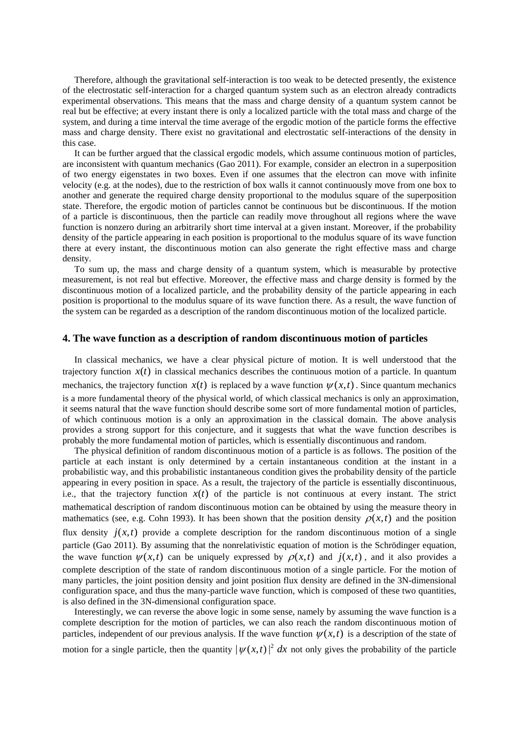Therefore, although the gravitational self-interaction is too weak to be detected presently, the existence of the electrostatic self-interaction for a charged quantum system such as an electron already contradicts experimental observations. This means that the mass and charge density of a quantum system cannot be real but be effective; at every instant there is only a localized particle with the total mass and charge of the system, and during a time interval the time average of the ergodic motion of the particle forms the effective mass and charge density. There exist no gravitational and electrostatic self-interactions of the density in this case.

It can be further argued that the classical ergodic models, which assume continuous motion of particles, are inconsistent with quantum mechanics (Gao 2011). For example, consider an electron in a superposition of two energy eigenstates in two boxes. Even if one assumes that the electron can move with infinite velocity (e.g. at the nodes), due to the restriction of box walls it cannot continuously move from one box to another and generate the required charge density proportional to the modulus square of the superposition state. Therefore, the ergodic motion of particles cannot be continuous but be discontinuous. If the motion of a particle is discontinuous, then the particle can readily move throughout all regions where the wave function is nonzero during an arbitrarily short time interval at a given instant. Moreover, if the probability density of the particle appearing in each position is proportional to the modulus square of its wave function there at every instant, the discontinuous motion can also generate the right effective mass and charge density.

To sum up, the mass and charge density of a quantum system, which is measurable by protective measurement, is not real but effective. Moreover, the effective mass and charge density is formed by the discontinuous motion of a localized particle, and the probability density of the particle appearing in each position is proportional to the modulus square of its wave function there. As a result, the wave function of the system can be regarded as a description of the random discontinuous motion of the localized particle.

## 4. The wave function as a description of random discontinuous motion of particles

In classical mechanics, we have a clear physical picture of motion. It is well understood that the trajectory function $x(t)$ in classical mechanics describes the continuous motion of a particle. In quantum mechanics, the trajectory function $x(t)$ is replaced by a wave function $\psi(x,t)$. Since quantum mechanics is a more fundamental theory of the physical world, of which classical mechanics is only an approximation, it seems natural that the wave function should describe some sort of more fundamental motion of particles, of which continuous motion is a only an approximation in the classical domain. The above analysis provides a strong support for this conjecture, and it suggests that what the wave function describes is probably the more fundamental motion of particles, which is essentially discontinuous and random.

The physical definition of random discontinuous motion of a particle is as follows. The position of the particle at each instant is only determined by a certain instantaneous condition at the instant in a probabilistic way, and this probabilistic instantaneous condition gives the probability density of the particle appearing in every position in space. As a result, the trajectory of the particle is essentially discontinuous, i.e., that the trajectory function $x(t)$ of the particle is not continuous at every instant. The strict mathematical description of random discontinuous motion can be obtained by using the measure theory in mathematics (see, e.g. Cohn 1993). It has been shown that the position density $\rho(x,t)$ and the position flux density $j(x,t)$ provide a complete description for the random discontinuous motion of a single particle (Gao 2011). By assuming that the nonrelativistic equation of motion is the Schrödinger equation, the wave function $\psi(x,t)$ can be uniquely expressed by $\rho(x,t)$ and $j(x,t)$, and it also provides a complete description of the state of random discontinuous motion of a single particle. For the motion of many particles, the joint position density and joint position flux density are defined in the 3N-dimensional configuration space, and thus the many-particle wave function, which is composed of these two quantities, is also defined in the 3N-dimensional configuration space.

Interestingly, we can reverse the above logic in some sense, namely by assuming the wave function is a complete description for the motion of particles, we can also reach the random discontinuous motion of particles, independent of our previous analysis. If the wave function $\psi(x,t)$ is a description of the state of motion for a single particle, then the quantity $|\psi(x,t)|^2\,dx$ not only gives the probability of the particle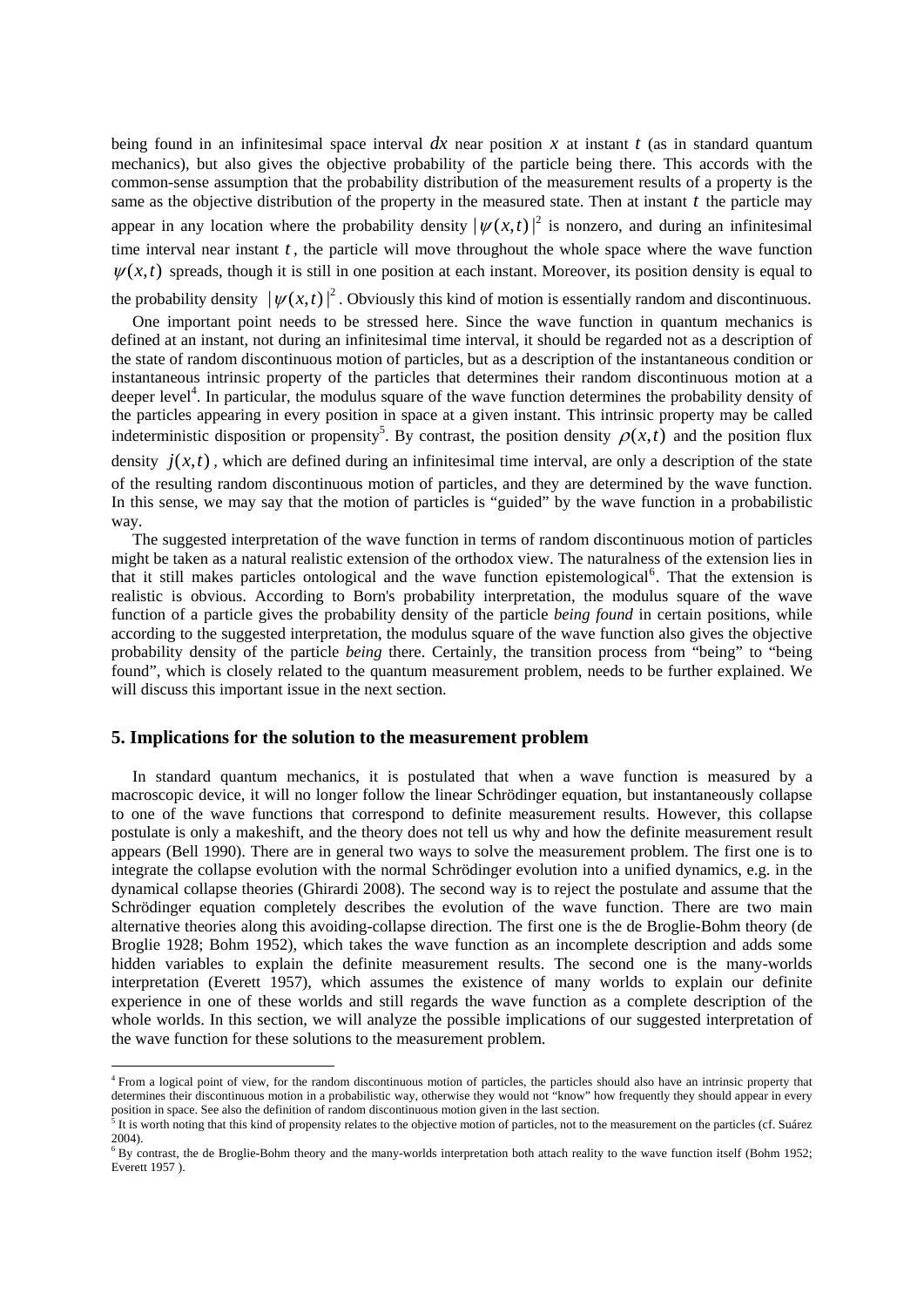being found in an infinitesimal space interval $dx$ near position $x$ at instant $t$ (as in standard quantum mechanics), but also gives the objective probability of the particle being there. This accords with the common-sense assumption that the probability distribution of the measurement results of a property is the same as the objective distribution of the property in the measured state. Then at instant $t$ the particle may appear in any location where the probability density $|\psi(x,t)|^2$ is nonzero, and during an infinitesimal time interval near instant $t$, the particle will move throughout the whole space where the wave function $\psi(x,t)$ spreads, though it is still in one position at each instant. Moreover, its position density is equal to the probability density $|\psi(x,t)|^2$. Obviously this kind of motion is essentially random and discontinuous.

One important point needs to be stressed here. Since the wave function in quantum mechanics is defined at an instant, not during an infinitesimal time interval, it should be regarded not as a description of the state of random discontinuous motion of particles, but as a description of the instantaneous condition or instantaneous intrinsic property of the particles that determines their random discontinuous motion at a deeper level[4]. In particular, the modulus square of the wave function determines the probability density of the particles appearing in every position in space at a given instant. This intrinsic property may be called indeterministic disposition or propensity[5]. By contrast, the position density $\rho(x,t)$ and the position flux density $j(x,t)$, which are defined during an infinitesimal time interval, are only a description of the state of the resulting random discontinuous motion of particles, and they are determined by the wave function. In this sense, we may say that the motion of particles is "guided" by the wave function in a probabilistic way.

The suggested interpretation of the wave function in terms of random discontinuous motion of particles might be taken as a natural realistic extension of the orthodox view. The naturalness of the extension lies in that it still makes particles ontological and the wave function epistemological[6]. That the extension is realistic is obvious. According to Born's probability interpretation, the modulus square of the wave function of a particle gives the probability density of the particle *being found* in certain positions, while according to the suggested interpretation, the modulus square of the wave function also gives the objective probability density of the particle *being* there. Certainly, the transition process from "being" to "being found", which is closely related to the quantum measurement problem, needs to be further explained. We will discuss this important issue in the next section.

## 5. Implications for the solution to the measurement problem

In standard quantum mechanics, it is postulated that when a wave function is measured by a macroscopic device, it will no longer follow the linear Schrödinger equation, but instantaneously collapse to one of the wave functions that correspond to definite measurement results. However, this collapse postulate is only a makeshift, and the theory does not tell us why and how the definite measurement result appears (Bell 1990). There are in general two ways to solve the measurement problem. The first one is to integrate the collapse evolution with the normal Schrödinger evolution into a unified dynamics, e.g. in the dynamical collapse theories (Ghirardi 2008). The second way is to reject the postulate and assume that the Schrödinger equation completely describes the evolution of the wave function. There are two main alternative theories along this avoiding-collapse direction. The first one is the de Broglie-Bohm theory (de Broglie 1928; Bohm 1952), which takes the wave function as an incomplete description and adds some hidden variables to explain the definite measurement results. The second one is the many-worlds interpretation (Everett 1957), which assumes the existence of many worlds to explain our definite experience in one of these worlds and still regards the wave function as a complete description of the whole worlds. In this section, we will analyze the possible implications of our suggested interpretation of the wave function for these solutions to the measurement problem.

---

[4] From a logical point of view, for the random discontinuous motion of particles, the particles should also have an intrinsic property that determines their discontinuous motion in a probabilistic way, otherwise they would not "know" how frequently they should appear in every position in space. See also the definition of random discontinuous motion given in the last section.

[5] It is worth noting that this kind of propensity relates to the objective motion of particles, not to the measurement on the particles (cf. Suárez 2004).

[6] By contrast, the de Broglie-Bohm theory and the many-worlds interpretation both attach reality to the wave function itself (Bohm 1952; Everett 1957 ).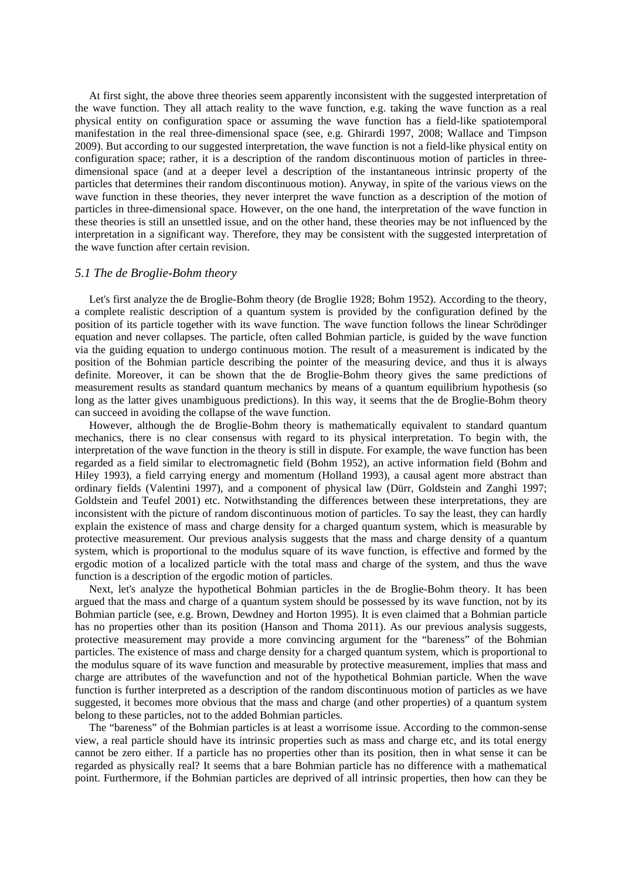At first sight, the above three theories seem apparently inconsistent with the suggested interpretation of the wave function. They all attach reality to the wave function, e.g. taking the wave function as a real physical entity on configuration space or assuming the wave function has a field-like spatiotemporal manifestation in the real three-dimensional space (see, e.g. Ghirardi 1997, 2008; Wallace and Timpson 2009). But according to our suggested interpretation, the wave function is not a field-like physical entity on configuration space; rather, it is a description of the random discontinuous motion of particles in three-dimensional space (and at a deeper level a description of the instantaneous intrinsic property of the particles that determines their random discontinuous motion). Anyway, in spite of the various views on the wave function in these theories, they never interpret the wave function as a description of the motion of particles in three-dimensional space. However, on the one hand, the interpretation of the wave function in these theories is still an unsettled issue, and on the other hand, these theories may be not influenced by the interpretation in a significant way. Therefore, they may be consistent with the suggested interpretation of the wave function after certain revision.

### *5.1 The de Broglie-Bohm theory*

Let's first analyze the de Broglie-Bohm theory (de Broglie 1928; Bohm 1952). According to the theory, a complete realistic description of a quantum system is provided by the configuration defined by the position of its particle together with its wave function. The wave function follows the linear Schrödinger equation and never collapses. The particle, often called Bohmian particle, is guided by the wave function via the guiding equation to undergo continuous motion. The result of a measurement is indicated by the position of the Bohmian particle describing the pointer of the measuring device, and thus it is always definite. Moreover, it can be shown that the de Broglie-Bohm theory gives the same predictions of measurement results as standard quantum mechanics by means of a quantum equilibrium hypothesis (so long as the latter gives unambiguous predictions). In this way, it seems that the de Broglie-Bohm theory can succeed in avoiding the collapse of the wave function.

However, although the de Broglie-Bohm theory is mathematically equivalent to standard quantum mechanics, there is no clear consensus with regard to its physical interpretation. To begin with, the interpretation of the wave function in the theory is still in dispute. For example, the wave function has been regarded as a field similar to electromagnetic field (Bohm 1952), an active information field (Bohm and Hiley 1993), a field carrying energy and momentum (Holland 1993), a causal agent more abstract than ordinary fields (Valentini 1997), and a component of physical law (Dürr, Goldstein and Zanghì 1997; Goldstein and Teufel 2001) etc. Notwithstanding the differences between these interpretations, they are inconsistent with the picture of random discontinuous motion of particles. To say the least, they can hardly explain the existence of mass and charge density for a charged quantum system, which is measurable by protective measurement. Our previous analysis suggests that the mass and charge density of a quantum system, which is proportional to the modulus square of its wave function, is effective and formed by the ergodic motion of a localized particle with the total mass and charge of the system, and thus the wave function is a description of the ergodic motion of particles.

Next, let's analyze the hypothetical Bohmian particles in the de Broglie-Bohm theory. It has been argued that the mass and charge of a quantum system should be possessed by its wave function, not by its Bohmian particle (see, e.g. Brown, Dewdney and Horton 1995). It is even claimed that a Bohmian particle has no properties other than its position (Hanson and Thoma 2011). As our previous analysis suggests, protective measurement may provide a more convincing argument for the "bareness" of the Bohmian particles. The existence of mass and charge density for a charged quantum system, which is proportional to the modulus square of its wave function and measurable by protective measurement, implies that mass and charge are attributes of the wavefunction and not of the hypothetical Bohmian particle. When the wave function is further interpreted as a description of the random discontinuous motion of particles as we have suggested, it becomes more obvious that the mass and charge (and other properties) of a quantum system belong to these particles, not to the added Bohmian particles.

The "bareness" of the Bohmian particles is at least a worrisome issue. According to the common-sense view, a real particle should have its intrinsic properties such as mass and charge etc, and its total energy cannot be zero either. If a particle has no properties other than its position, then in what sense it can be regarded as physically real? It seems that a bare Bohmian particle has no difference with a mathematical point. Furthermore, if the Bohmian particles are deprived of all intrinsic properties, then how can they be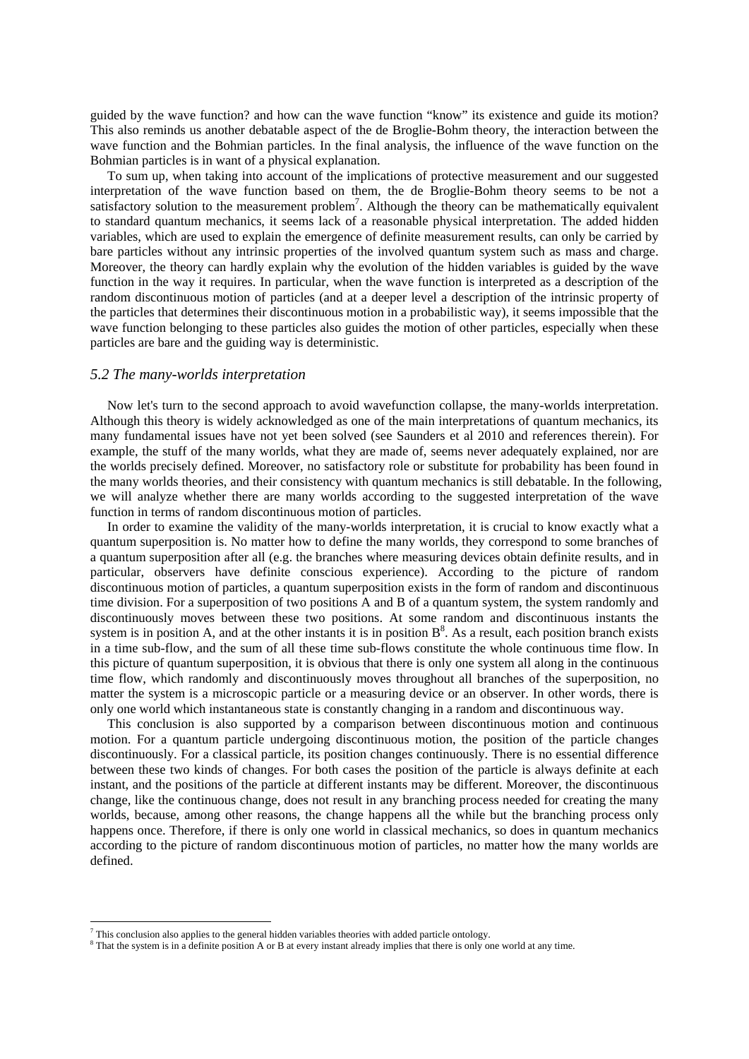guided by the wave function? and how can the wave function "know" its existence and guide its motion? This also reminds us another debatable aspect of the de Broglie-Bohm theory, the interaction between the wave function and the Bohmian particles. In the final analysis, the influence of the wave function on the Bohmian particles is in want of a physical explanation.

To sum up, when taking into account of the implications of protective measurement and our suggested interpretation of the wave function based on them, the de Broglie-Bohm theory seems to be not a satisfactory solution to the measurement problem[7]. Although the theory can be mathematically equivalent to standard quantum mechanics, it seems lack of a reasonable physical interpretation. The added hidden variables, which are used to explain the emergence of definite measurement results, can only be carried by bare particles without any intrinsic properties of the involved quantum system such as mass and charge. Moreover, the theory can hardly explain why the evolution of the hidden variables is guided by the wave function in the way it requires. In particular, when the wave function is interpreted as a description of the random discontinuous motion of particles (and at a deeper level a description of the intrinsic property of the particles that determines their discontinuous motion in a probabilistic way), it seems impossible that the wave function belonging to these particles also guides the motion of other particles, especially when these particles are bare and the guiding way is deterministic.

### *5.2 The many-worlds interpretation*

Now let's turn to the second approach to avoid wavefunction collapse, the many-worlds interpretation. Although this theory is widely acknowledged as one of the main interpretations of quantum mechanics, its many fundamental issues have not yet been solved (see Saunders et al 2010 and references therein). For example, the stuff of the many worlds, what they are made of, seems never adequately explained, nor are the worlds precisely defined. Moreover, no satisfactory role or substitute for probability has been found in the many worlds theories, and their consistency with quantum mechanics is still debatable. In the following, we will analyze whether there are many worlds according to the suggested interpretation of the wave function in terms of random discontinuous motion of particles.

In order to examine the validity of the many-worlds interpretation, it is crucial to know exactly what a quantum superposition is. No matter how to define the many worlds, they correspond to some branches of a quantum superposition after all (e.g. the branches where measuring devices obtain definite results, and in particular, observers have definite conscious experience). According to the picture of random discontinuous motion of particles, a quantum superposition exists in the form of random and discontinuous time division. For a superposition of two positions A and B of a quantum system, the system randomly and discontinuously moves between these two positions. At some random and discontinuous instants the system is in position A, and at the other instants it is in position B[8]. As a result, each position branch exists in a time sub-flow, and the sum of all these time sub-flows constitute the whole continuous time flow. In this picture of quantum superposition, it is obvious that there is only one system all along in the continuous time flow, which randomly and discontinuously moves throughout all branches of the superposition, no matter the system is a microscopic particle or a measuring device or an observer. In other words, there is only one world which instantaneous state is constantly changing in a random and discontinuous way.

This conclusion is also supported by a comparison between discontinuous motion and continuous motion. For a quantum particle undergoing discontinuous motion, the position of the particle changes discontinuously. For a classical particle, its position changes continuously. There is no essential difference between these two kinds of changes. For both cases the position of the particle is always definite at each instant, and the positions of the particle at different instants may be different. Moreover, the discontinuous change, like the continuous change, does not result in any branching process needed for creating the many worlds, because, among other reasons, the change happens all the while but the branching process only happens once. Therefore, if there is only one world in classical mechanics, so does in quantum mechanics according to the picture of random discontinuous motion of particles, no matter how the many worlds are defined.

---

[7] This conclusion also applies to the general hidden variables theories with added particle ontology.

[8] That the system is in a definite position A or B at every instant already implies that there is only one world at any time.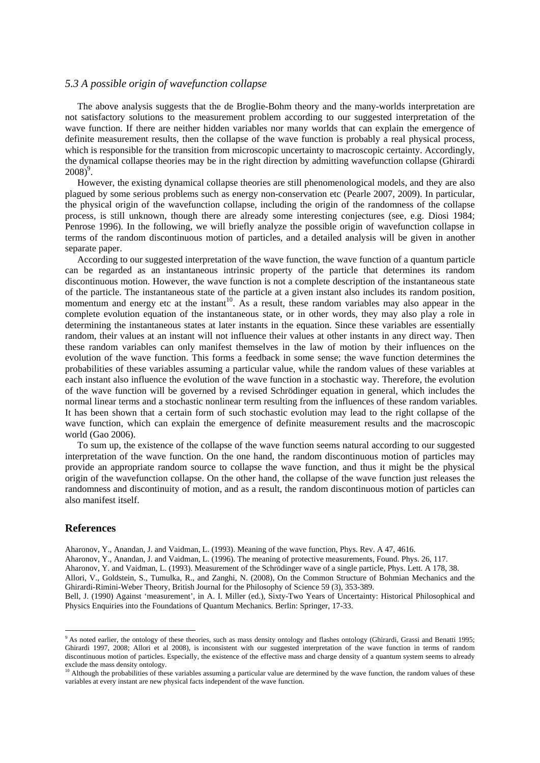### *5.3 A possible origin of wavefunction collapse*

The above analysis suggests that the de Broglie-Bohm theory and the many-worlds interpretation are not satisfactory solutions to the measurement problem according to our suggested interpretation of the wave function. If there are neither hidden variables nor many worlds that can explain the emergence of definite measurement results, then the collapse of the wave function is probably a real physical process, which is responsible for the transition from microscopic uncertainty to macroscopic certainty. Accordingly, the dynamical collapse theories may be in the right direction by admitting wavefunction collapse (Ghirardi 2008)[9].

However, the existing dynamical collapse theories are still phenomenological models, and they are also plagued by some serious problems such as energy non-conservation etc (Pearle 2007, 2009). In particular, the physical origin of the wavefunction collapse, including the origin of the randomness of the collapse process, is still unknown, though there are already some interesting conjectures (see, e.g. Diosi 1984; Penrose 1996). In the following, we will briefly analyze the possible origin of wavefunction collapse in terms of the random discontinuous motion of particles, and a detailed analysis will be given in another separate paper.

According to our suggested interpretation of the wave function, the wave function of a quantum particle can be regarded as an instantaneous intrinsic property of the particle that determines its random discontinuous motion. However, the wave function is not a complete description of the instantaneous state of the particle. The instantaneous state of the particle at a given instant also includes its random position, momentum and energy etc at the instant[10]. As a result, these random variables may also appear in the complete evolution equation of the instantaneous state, or in other words, they may also play a role in determining the instantaneous states at later instants in the equation. Since these variables are essentially random, their values at an instant will not influence their values at other instants in any direct way. Then these random variables can only manifest themselves in the law of motion by their influences on the evolution of the wave function. This forms a feedback in some sense; the wave function determines the probabilities of these variables assuming a particular value, while the random values of these variables at each instant also influence the evolution of the wave function in a stochastic way. Therefore, the evolution of the wave function will be governed by a revised Schrödinger equation in general, which includes the normal linear terms and a stochastic nonlinear term resulting from the influences of these random variables. It has been shown that a certain form of such stochastic evolution may lead to the right collapse of the wave function, which can explain the emergence of definite measurement results and the macroscopic world (Gao 2006).

To sum up, the existence of the collapse of the wave function seems natural according to our suggested interpretation of the wave function. On the one hand, the random discontinuous motion of particles may provide an appropriate random source to collapse the wave function, and thus it might be the physical origin of the wavefunction collapse. On the other hand, the collapse of the wave function just releases the randomness and discontinuity of motion, and as a result, the random discontinuous motion of particles can also manifest itself.

## References

Aharonov, Y., Anandan, J. and Vaidman, L. (1993). Meaning of the wave function, Phys. Rev. A 47, 4616.

Aharonov, Y., Anandan, J. and Vaidman, L. (1996). The meaning of protective measurements, Found. Phys. 26, 117.

Aharonov, Y. and Vaidman, L. (1993). Measurement of the Schrödinger wave of a single particle, Phys. Lett. A 178, 38.

Allori, V., Goldstein, S., Tumulka, R., and Zanghi, N. (2008), On the Common Structure of Bohmian Mechanics and the Ghirardi-Rimini-Weber Theory, British Journal for the Philosophy of Science 59 (3), 353-389.

Bell, J. (1990) Against 'measurement', in A. I. Miller (ed.), Sixty-Two Years of Uncertainty: Historical Philosophical and Physics Enquiries into the Foundations of Quantum Mechanics. Berlin: Springer, 17-33.

---

[9] As noted earlier, the ontology of these theories, such as mass density ontology and flashes ontology (Ghirardi, Grassi and Benatti 1995; Ghirardi 1997, 2008; Allori et al 2008), is inconsistent with our suggested interpretation of the wave function in terms of random discontinuous motion of particles. Especially, the existence of the effective mass and charge density of a quantum system seems to already exclude the mass density ontology.

[10] Although the probabilities of these variables assuming a particular value are determined by the wave function, the random values of these variables at every instant are new physical facts independent of the wave function.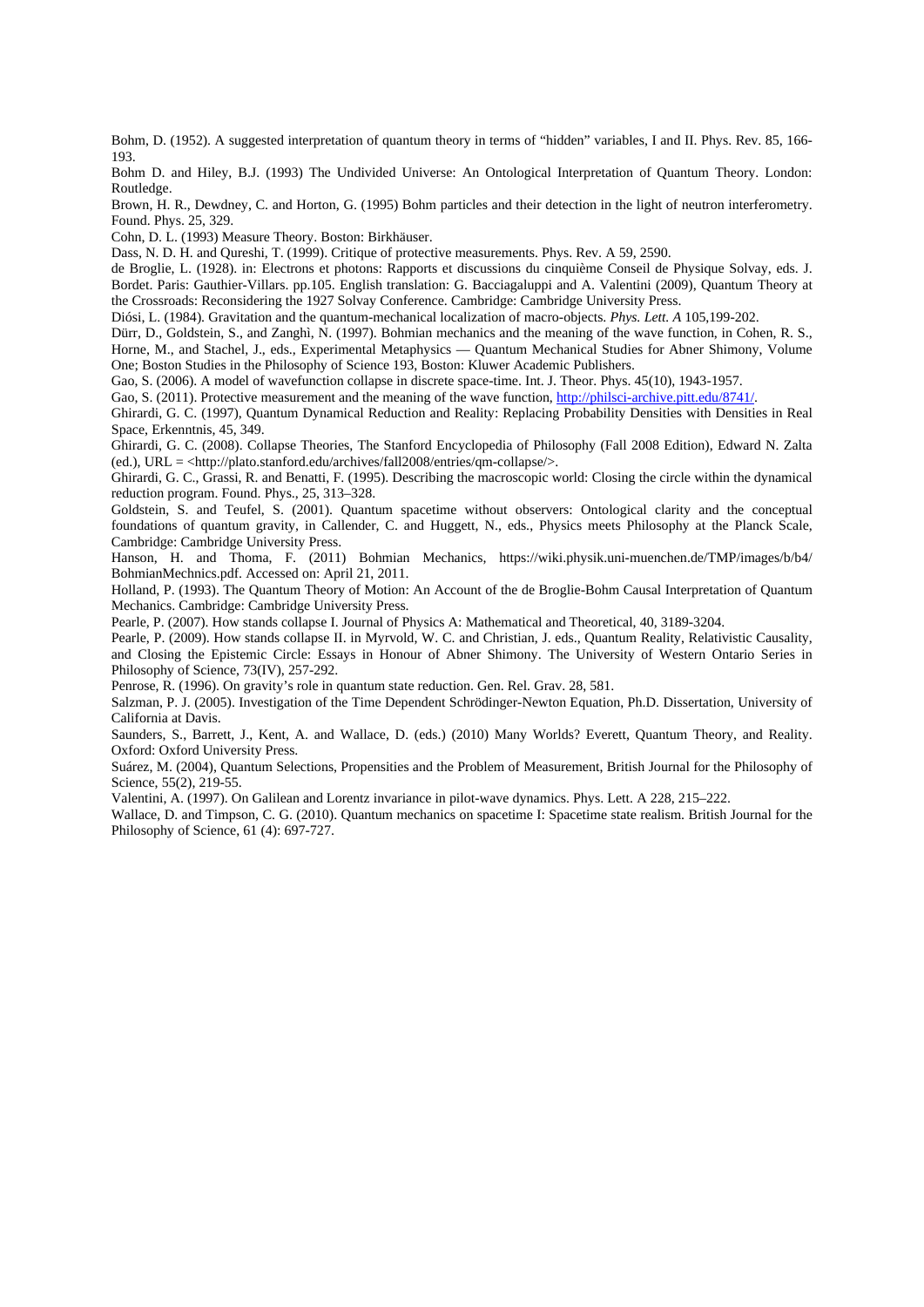Bohm, D. (1952). A suggested interpretation of quantum theory in terms of “hidden” variables, I and II. Phys. Rev. 85, 166-193.

Bohm D. and Hiley, B.J. (1993) The Undivided Universe: An Ontological Interpretation of Quantum Theory. London: Routledge.

Brown, H. R., Dewdney, C. and Horton, G. (1995) Bohm particles and their detection in the light of neutron interferometry. Found. Phys. 25, 329.

Cohn, D. L. (1993) Measure Theory. Boston: Birkhäuser.

Dass, N. D. H. and Qureshi, T. (1999). Critique of protective measurements. Phys. Rev. A 59, 2590.

de Broglie, L. (1928). in: Electrons et photons: Rapports et discussions du cinquième Conseil de Physique Solvay, eds. J. Bordet. Paris: Gauthier-Villars. pp.105. English translation: G. Bacciagaluppi and A. Valentini (2009), Quantum Theory at the Crossroads: Reconsidering the 1927 Solvay Conference. Cambridge: Cambridge University Press.

Diósi, L. (1984). Gravitation and the quantum-mechanical localization of macro-objects. *Phys. Lett. A* 105,199-202.

Dürr, D., Goldstein, S., and Zanghì, N. (1997). Bohmian mechanics and the meaning of the wave function, in Cohen, R. S., Horne, M., and Stachel, J., eds., Experimental Metaphysics — Quantum Mechanical Studies for Abner Shimony, Volume One; Boston Studies in the Philosophy of Science 193, Boston: Kluwer Academic Publishers.

Gao, S. (2006). A model of wavefunction collapse in discrete space-time. Int. J. Theor. Phys. 45(10), 1943-1957.

Gao, S. (2011). Protective measurement and the meaning of the wave function, http://philsci-archive.pitt.edu/8741/.

Ghirardi, G. C. (1997), Quantum Dynamical Reduction and Reality: Replacing Probability Densities with Densities in Real Space, Erkenntnis, 45, 349.

Ghirardi, G. C. (2008). Collapse Theories, The Stanford Encyclopedia of Philosophy (Fall 2008 Edition), Edward N. Zalta (ed.), URL = <http://plato.stanford.edu/archives/fall2008/entries/qm-collapse/>.

Ghirardi, G. C., Grassi, R. and Benatti, F. (1995). Describing the macroscopic world: Closing the circle within the dynamical reduction program. Found. Phys., 25, 313–328.

Goldstein, S. and Teufel, S. (2001). Quantum spacetime without observers: Ontological clarity and the conceptual foundations of quantum gravity, in Callender, C. and Huggett, N., eds., Physics meets Philosophy at the Planck Scale, Cambridge: Cambridge University Press.

Hanson, H. and Thoma, F. (2011) Bohmian Mechanics, https://wiki.physik.uni-muenchen.de/TMP/images/b/b4/BohmianMechnics.pdf. Accessed on: April 21, 2011.

Holland, P. (1993). The Quantum Theory of Motion: An Account of the de Broglie-Bohm Causal Interpretation of Quantum Mechanics. Cambridge: Cambridge University Press.

Pearle, P. (2007). How stands collapse I. Journal of Physics A: Mathematical and Theoretical, 40, 3189-3204.

Pearle, P. (2009). How stands collapse II. in Myrvold, W. C. and Christian, J. eds., Quantum Reality, Relativistic Causality, and Closing the Epistemic Circle: Essays in Honour of Abner Shimony. The University of Western Ontario Series in Philosophy of Science, 73(IV), 257-292.

Penrose, R. (1996). On gravity's role in quantum state reduction. Gen. Rel. Grav. 28, 581.

Salzman, P. J. (2005). Investigation of the Time Dependent Schrödinger-Newton Equation, Ph.D. Dissertation, University of California at Davis.

Saunders, S., Barrett, J., Kent, A. and Wallace, D. (eds.) (2010) Many Worlds? Everett, Quantum Theory, and Reality. Oxford: Oxford University Press.

Suárez, M. (2004), Quantum Selections, Propensities and the Problem of Measurement, British Journal for the Philosophy of Science, 55(2), 219-55.

Valentini, A. (1997). On Galilean and Lorentz invariance in pilot-wave dynamics. Phys. Lett. A 228, 215–222.

Wallace, D. and Timpson, C. G. (2010). Quantum mechanics on spacetime I: Spacetime state realism. British Journal for the Philosophy of Science, 61 (4): 697-727.